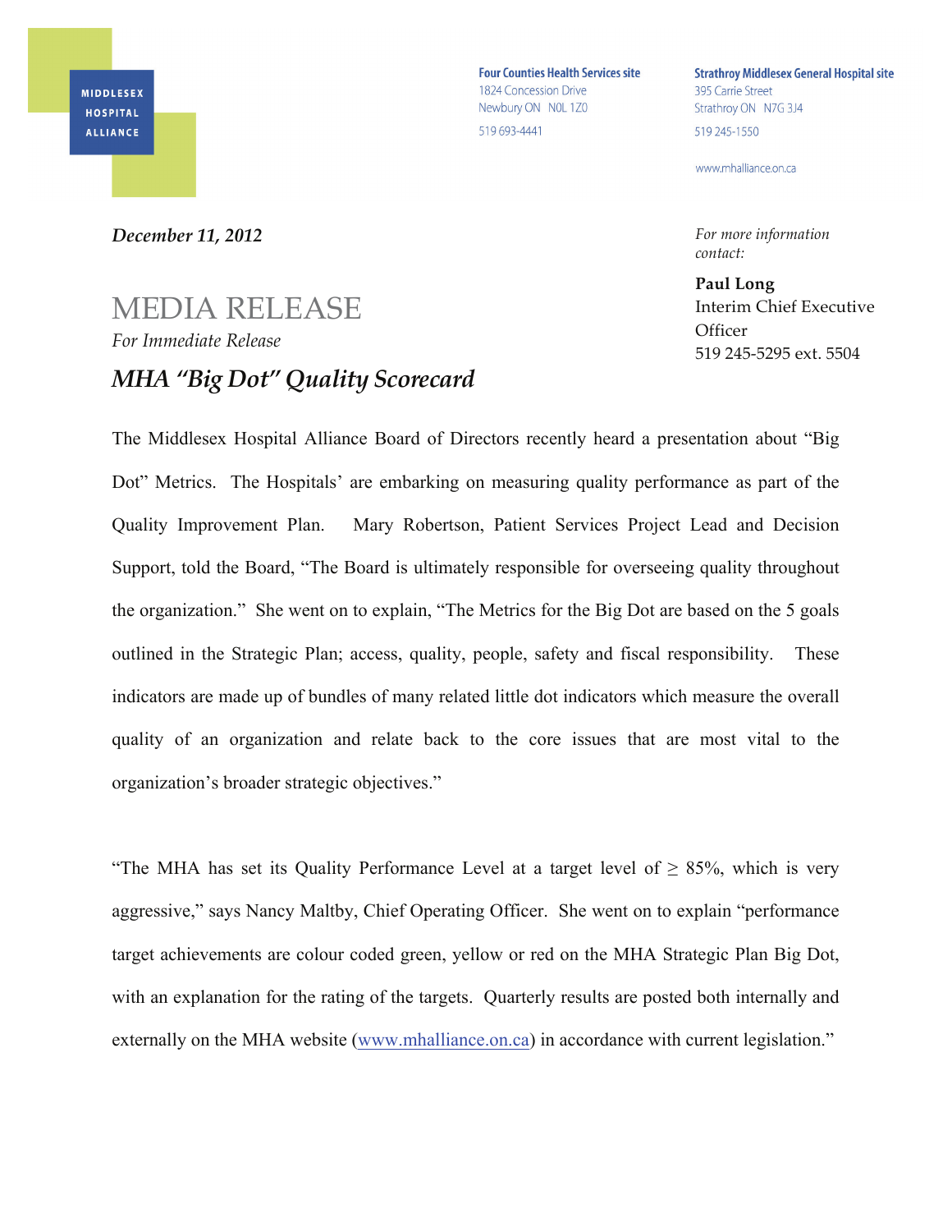MIDDLESEX HOSPITAL ALLIANCE

**Four Counties Health Services site**
1824 Concession Drive
Newbury ON N0L 1Z0
519 693-4441

**Strathroy Middlesex General Hospital site**
395 Carrie Street
Strathroy ON N7G 3J4
519 245-1550

www.mhalliance.on.ca

***December 11, 2012***

*For more information contact:*

**Paul Long**
Interim Chief Executive Officer
519 245-5295 ext. 5504

# MEDIA RELEASE

*For Immediate Release*

## *MHA "Big Dot" Quality Scorecard*

The Middlesex Hospital Alliance Board of Directors recently heard a presentation about "Big Dot" Metrics. The Hospitals' are embarking on measuring quality performance as part of the Quality Improvement Plan. Mary Robertson, Patient Services Project Lead and Decision Support, told the Board, "The Board is ultimately responsible for overseeing quality throughout the organization." She went on to explain, "The Metrics for the Big Dot are based on the 5 goals outlined in the Strategic Plan; access, quality, people, safety and fiscal responsibility. These indicators are made up of bundles of many related little dot indicators which measure the overall quality of an organization and relate back to the core issues that are most vital to the organization's broader strategic objectives."

"The MHA has set its Quality Performance Level at a target level of ≥ 85%, which is very aggressive," says Nancy Maltby, Chief Operating Officer. She went on to explain "performance target achievements are colour coded green, yellow or red on the MHA Strategic Plan Big Dot, with an explanation for the rating of the targets. Quarterly results are posted both internally and externally on the MHA website (www.mhalliance.on.ca) in accordance with current legislation."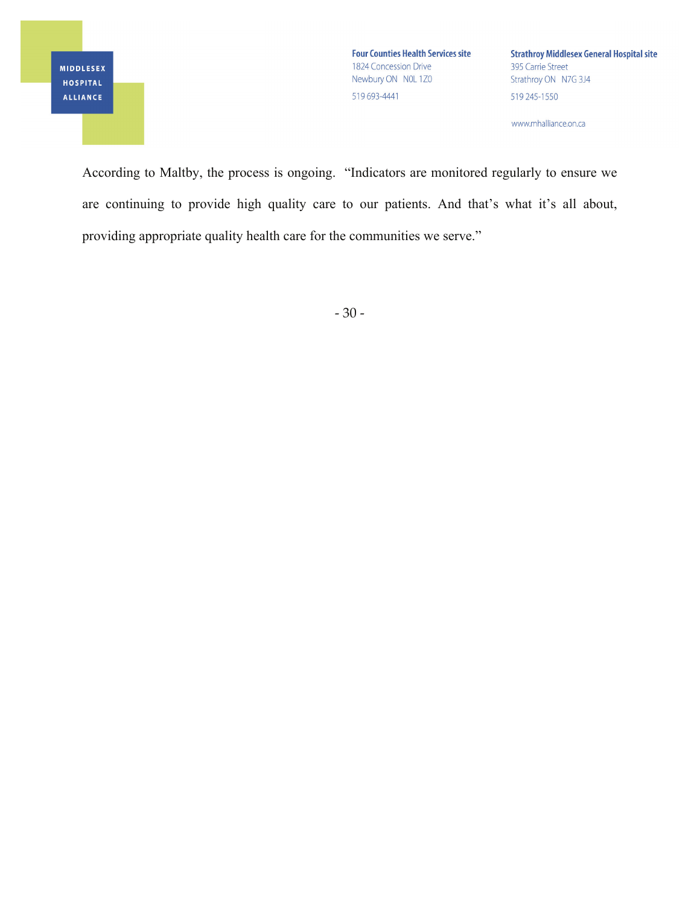According to Maltby, the process is ongoing. "Indicators are monitored regularly to ensure we are continuing to provide high quality care to our patients. And that's what it's all about, providing appropriate quality health care for the communities we serve."

- 30 -